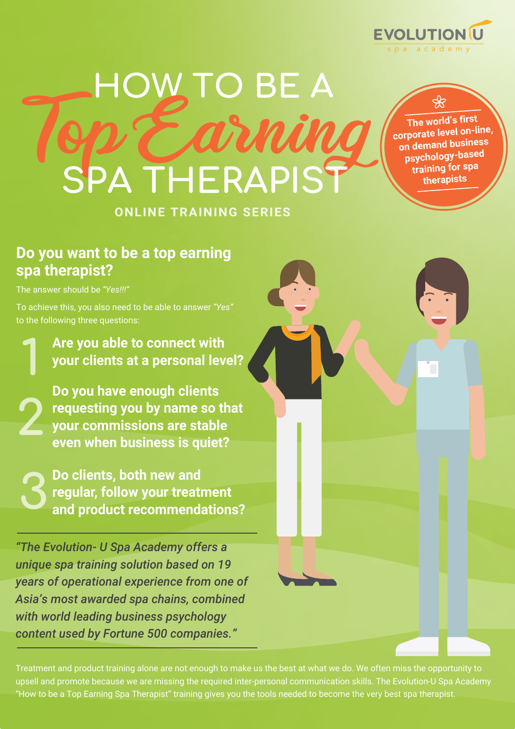EVOLUTION U
spa academy

# HOW TO BE A *Top Earning* SPA THERAPIST

**ONLINE TRAINING SERIES**

**The world's first corporate level on-line, on demand business psychology-based training for spa therapists**

## Do you want to be a top earning spa therapist?

The answer should be *"Yes!!!"*

To achieve this, you also need to be able to answer *"Yes"* to the following three questions:

1. **Are you able to connect with your clients at a personal level?**
2. **Do you have enough clients requesting you by name so that your commissions are stable even when business is quiet?**
3. **Do clients, both new and regular, follow your treatment and product recommendations?**

---

*"The Evolution- U Spa Academy offers a unique spa training solution based on 19 years of operational experience from one of Asia's most awarded spa chains, combined with world leading business psychology content used by Fortune 500 companies."*

---

Treatment and product training alone are not enough to make us the best at what we do. We often miss the opportunity to upsell and promote because we are missing the required inter-personal communication skills. The Evolution-U Spa Academy "How to be a Top Earning Spa Therapist" training gives you the tools needed to become the very best spa therapist.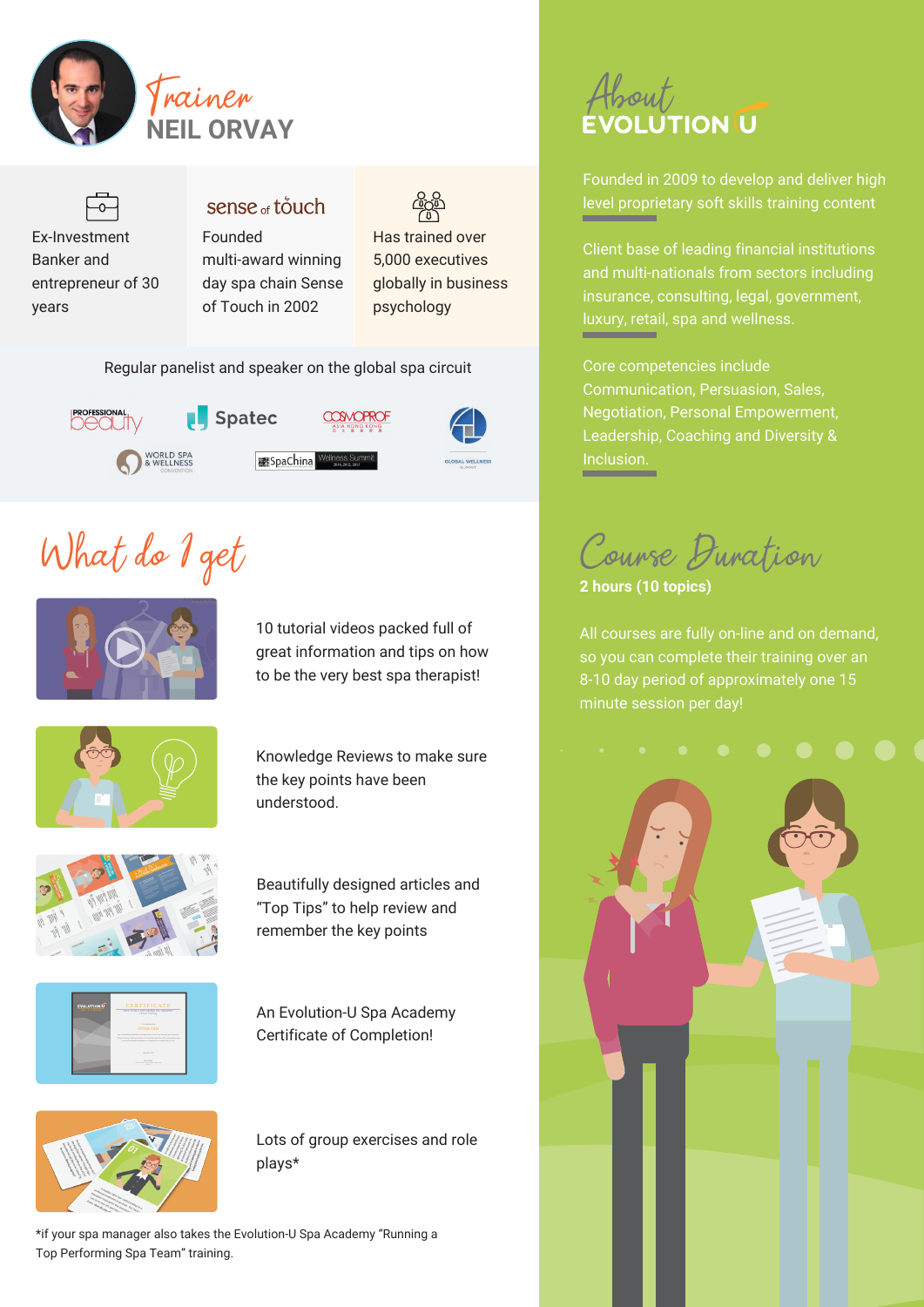## Trainer NEIL ORVAY

Ex-Investment Banker and entrepreneur of 30 years

sense of touch

Founded multi-award winning day spa chain Sense of Touch in 2002

Has trained over 5,000 executives globally in business psychology

Regular panelist and speaker on the global spa circuit

## What do I get

10 tutorial videos packed full of great information and tips on how to be the very best spa therapist!

Knowledge Reviews to make sure the key points have been understood.

Beautifully designed articles and "Top Tips" to help review and remember the key points

An Evolution-U Spa Academy Certificate of Completion!

Lots of group exercises and role plays*

*if your spa manager also takes the Evolution-U Spa Academy "Running a Top Performing Spa Team" training.

## About EVOLUTION U

Founded in 2009 to develop and deliver high level proprietary soft skills training content

Client base of leading financial institutions and multi-nationals from sectors including insurance, consulting, legal, government, luxury, retail, spa and wellness.

Core competencies include Communication, Persuasion, Sales, Negotiation, Personal Empowerment, Leadership, Coaching and Diversity & Inclusion.

## Course Duration

**2 hours (10 topics)**

All courses are fully on-line and on demand, so you can complete their training over an 8-10 day period of approximately one 15 minute session per day!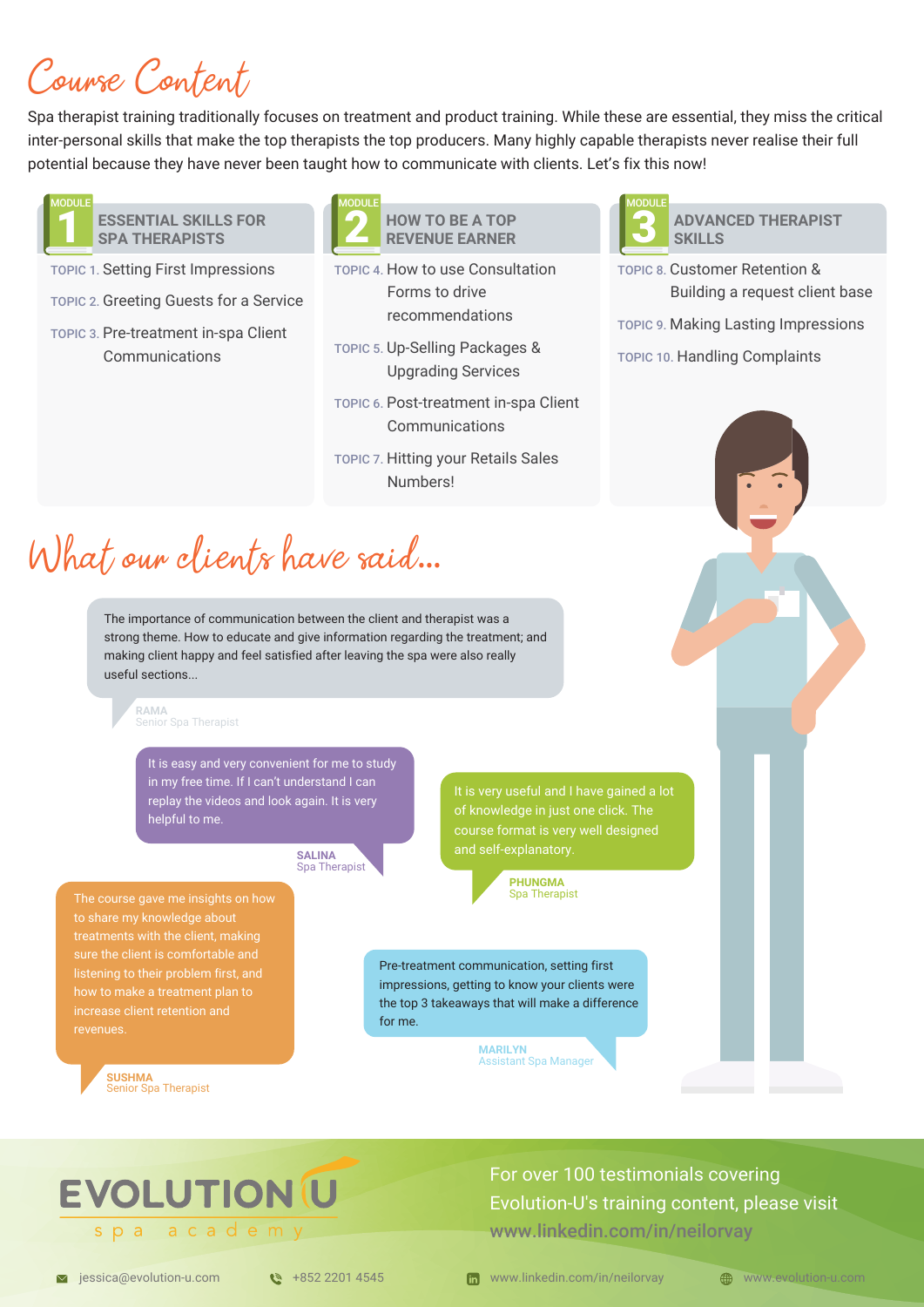# Course Content

Spa therapist training traditionally focuses on treatment and product training. While these are essential, they miss the critical inter-personal skills that make the top therapists the top producers. Many highly capable therapists never realise their full potential because they have never been taught how to communicate with clients. Let's fix this now!

## MODULE 1 – ESSENTIAL SKILLS FOR SPA THERAPISTS

- TOPIC 1. Setting First Impressions
- TOPIC 2. Greeting Guests for a Service
- TOPIC 3. Pre-treatment in-spa Client Communications

## MODULE 2 – HOW TO BE A TOP REVENUE EARNER

- TOPIC 4. How to use Consultation Forms to drive recommendations
- TOPIC 5. Up-Selling Packages & Upgrading Services
- TOPIC 6. Post-treatment in-spa Client Communications
- TOPIC 7. Hitting your Retails Sales Numbers!

## MODULE 3 – ADVANCED THERAPIST SKILLS

- TOPIC 8. Customer Retention & Building a request client base
- TOPIC 9. Making Lasting Impressions
- TOPIC 10. Handling Complaints

# What our clients have said...

> The importance of communication between the client and therapist was a strong theme. How to educate and give information regarding the treatment; and making client happy and feel satisfied after leaving the spa were also really useful sections...
>
> **RAMA**
> Senior Spa Therapist

> It is easy and very convenient for me to study in my free time. If I can't understand I can replay the videos and look again. It is very helpful to me.
>
> **SALINA**
> Spa Therapist

> It is very useful and I have gained a lot of knowledge in just one click. The course format is very well designed and self-explanatory.
>
> **PHUNGMA**
> Spa Therapist

> The course gave me insights on how to share my knowledge about treatments with the client, making sure the client is comfortable and listening to their problem first, and how to make a treatment plan to increase client retention and revenues.
>
> **SUSHMA**
> Senior Spa Therapist

> Pre-treatment communication, setting first impressions, getting to know your clients were the top 3 takeaways that will make a difference for me.
>
> **MARILYN**
> Assistant Spa Manager

EVOLUTION U spa academy

For over 100 testimonials covering Evolution-U's training content, please visit **www.linkedin.com/in/neilorvay**

jessica@evolution-u.com | +852 2201 4545 | www.linkedin.com/in/neilorvay | www.evolution-u.com